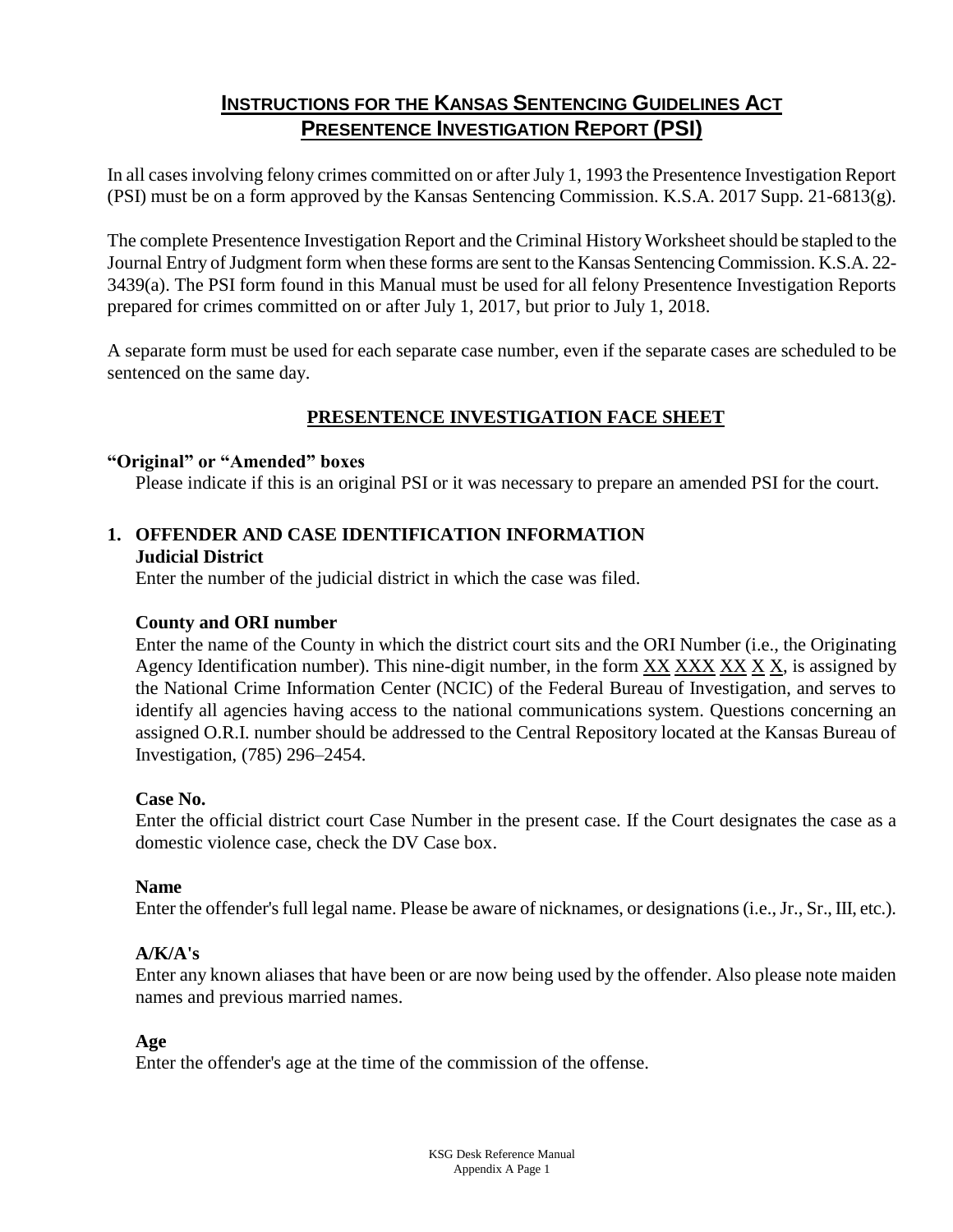# <u>INSTRUCTIONS FOR THE KANSAS SENTENCING GUIDELINES ACT PRESENTENCE INVESTIGATION REPORT (PSI)</u>

In all cases involving felony crimes committed on or after July 1, 1993 the Presentence Investigation Report (PSI) must be on a form approved by the Kansas Sentencing Commission. K.S.A. 2017 Supp. 21-6813(g).

The complete Presentence Investigation Report and the Criminal History Worksheet should be stapled to the Journal Entry of Judgment form when these forms are sent to the Kansas Sentencing Commission. K.S.A. 22-3439(a). The PSI form found in this Manual must be used for all felony Presentence Investigation Reports prepared for crimes committed on or after July 1, 2017, but prior to July 1, 2018.

A separate form must be used for each separate case number, even if the separate cases are scheduled to be sentenced on the same day.

## <u>PRESENTENCE INVESTIGATION FACE SHEET</u>

**"Original" or "Amended" boxes**

Please indicate if this is an original PSI or it was necessary to prepare an amended PSI for the court.

### 1. OFFENDER AND CASE IDENTIFICATION INFORMATION

**Judicial District**

Enter the number of the judicial district in which the case was filed.

**County and ORI number**

Enter the name of the County in which the district court sits and the ORI Number (i.e., the Originating Agency Identification number). This nine-digit number, in the form <u>XX</u> <u>XXX</u> <u>XX</u> <u>X</u> <u>X</u>, is assigned by the National Crime Information Center (NCIC) of the Federal Bureau of Investigation, and serves to identify all agencies having access to the national communications system. Questions concerning an assigned O.R.I. number should be addressed to the Central Repository located at the Kansas Bureau of Investigation, (785) 296–2454.

**Case No.**

Enter the official district court Case Number in the present case. If the Court designates the case as a domestic violence case, check the DV Case box.

**Name**

Enter the offender's full legal name. Please be aware of nicknames, or designations (i.e., Jr., Sr., III, etc.).

**A/K/A's**

Enter any known aliases that have been or are now being used by the offender. Also please note maiden names and previous married names.

**Age**

Enter the offender's age at the time of the commission of the offense.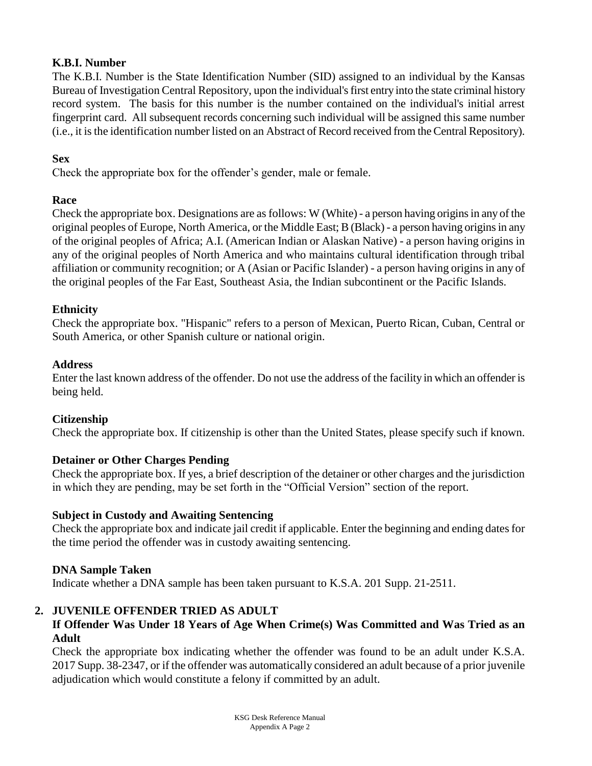**K.B.I. Number**

The K.B.I. Number is the State Identification Number (SID) assigned to an individual by the Kansas Bureau of Investigation Central Repository, upon the individual's first entry into the state criminal history record system. The basis for this number is the number contained on the individual's initial arrest fingerprint card. All subsequent records concerning such individual will be assigned this same number (i.e., it is the identification number listed on an Abstract of Record received from the Central Repository).

**Sex**

Check the appropriate box for the offender's gender, male or female.

**Race**

Check the appropriate box. Designations are as follows: W (White) - a person having origins in any of the original peoples of Europe, North America, or the Middle East; B (Black) - a person having origins in any of the original peoples of Africa; A.I. (American Indian or Alaskan Native) - a person having origins in any of the original peoples of North America and who maintains cultural identification through tribal affiliation or community recognition; or A (Asian or Pacific Islander) - a person having origins in any of the original peoples of the Far East, Southeast Asia, the Indian subcontinent or the Pacific Islands.

**Ethnicity**

Check the appropriate box. "Hispanic" refers to a person of Mexican, Puerto Rican, Cuban, Central or South America, or other Spanish culture or national origin.

**Address**

Enter the last known address of the offender. Do not use the address of the facility in which an offender is being held.

**Citizenship**

Check the appropriate box. If citizenship is other than the United States, please specify such if known.

**Detainer or Other Charges Pending**

Check the appropriate box. If yes, a brief description of the detainer or other charges and the jurisdiction in which they are pending, may be set forth in the "Official Version" section of the report.

**Subject in Custody and Awaiting Sentencing**

Check the appropriate box and indicate jail credit if applicable. Enter the beginning and ending dates for the time period the offender was in custody awaiting sentencing.

**DNA Sample Taken**

Indicate whether a DNA sample has been taken pursuant to K.S.A. 201 Supp. 21-2511.

## 2. JUVENILE OFFENDER TRIED AS ADULT

**If Offender Was Under 18 Years of Age When Crime(s) Was Committed and Was Tried as an Adult**

Check the appropriate box indicating whether the offender was found to be an adult under K.S.A. 2017 Supp. 38-2347, or if the offender was automatically considered an adult because of a prior juvenile adjudication which would constitute a felony if committed by an adult.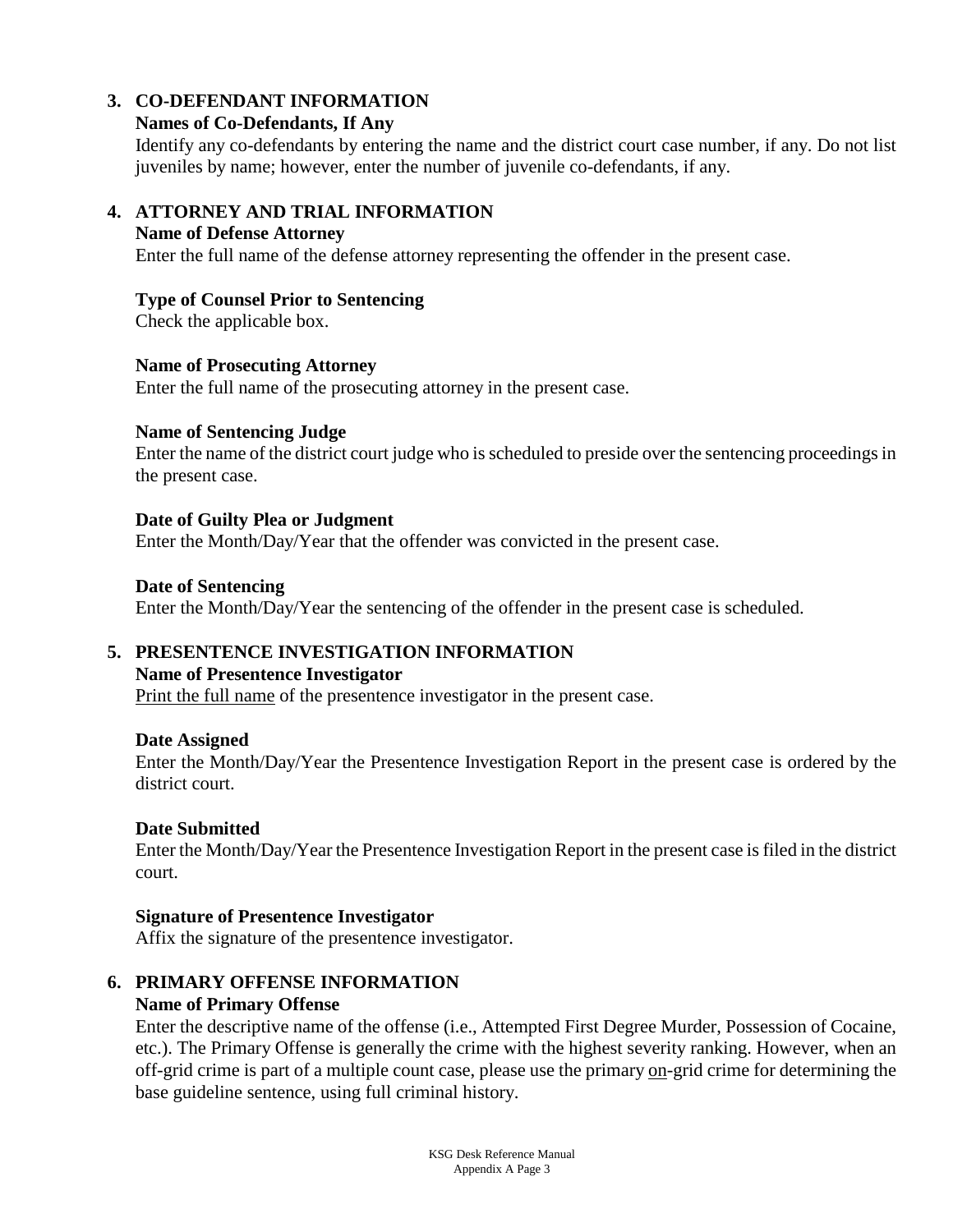## 3. CO-DEFENDANT INFORMATION

### Names of Co-Defendants, If Any

Identify any co-defendants by entering the name and the district court case number, if any. Do not list juveniles by name; however, enter the number of juvenile co-defendants, if any.

## 4. ATTORNEY AND TRIAL INFORMATION

### Name of Defense Attorney

Enter the full name of the defense attorney representing the offender in the present case.

### Type of Counsel Prior to Sentencing

Check the applicable box.

### Name of Prosecuting Attorney

Enter the full name of the prosecuting attorney in the present case.

### Name of Sentencing Judge

Enter the name of the district court judge who is scheduled to preside over the sentencing proceedings in the present case.

### Date of Guilty Plea or Judgment

Enter the Month/Day/Year that the offender was convicted in the present case.

### Date of Sentencing

Enter the Month/Day/Year the sentencing of the offender in the present case is scheduled.

## 5. PRESENTENCE INVESTIGATION INFORMATION

### Name of Presentence Investigator

<u>Print the full name</u> of the presentence investigator in the present case.

### Date Assigned

Enter the Month/Day/Year the Presentence Investigation Report in the present case is ordered by the district court.

### Date Submitted

Enter the Month/Day/Year the Presentence Investigation Report in the present case is filed in the district court.

### Signature of Presentence Investigator

Affix the signature of the presentence investigator.

## 6. PRIMARY OFFENSE INFORMATION

### Name of Primary Offense

Enter the descriptive name of the offense (i.e., Attempted First Degree Murder, Possession of Cocaine, etc.). The Primary Offense is generally the crime with the highest severity ranking. However, when an off-grid crime is part of a multiple count case, please use the primary <u>on</u>-grid crime for determining the base guideline sentence, using full criminal history.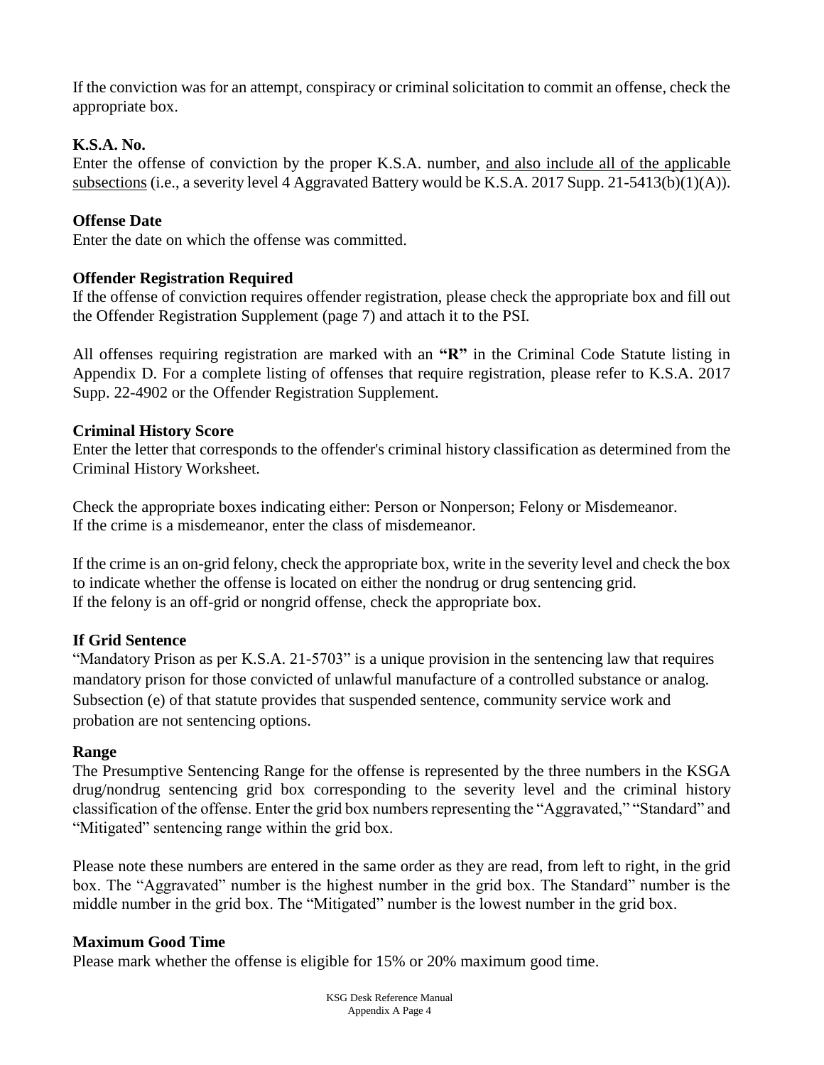If the conviction was for an attempt, conspiracy or criminal solicitation to commit an offense, check the appropriate box.

**K.S.A. No.**

Enter the offense of conviction by the proper K.S.A. number, <u>and also include all of the applicable subsections</u> (i.e., a severity level 4 Aggravated Battery would be K.S.A. 2017 Supp. 21-5413(b)(1)(A)).

**Offense Date**

Enter the date on which the offense was committed.

**Offender Registration Required**

If the offense of conviction requires offender registration, please check the appropriate box and fill out the Offender Registration Supplement (page 7) and attach it to the PSI.

All offenses requiring registration are marked with an **"R"** in the Criminal Code Statute listing in Appendix D. For a complete listing of offenses that require registration, please refer to K.S.A. 2017 Supp. 22-4902 or the Offender Registration Supplement.

**Criminal History Score**

Enter the letter that corresponds to the offender's criminal history classification as determined from the Criminal History Worksheet.

Check the appropriate boxes indicating either: Person or Nonperson; Felony or Misdemeanor.
If the crime is a misdemeanor, enter the class of misdemeanor.

If the crime is an on-grid felony, check the appropriate box, write in the severity level and check the box to indicate whether the offense is located on either the nondrug or drug sentencing grid.
If the felony is an off-grid or nongrid offense, check the appropriate box.

**If Grid Sentence**

"Mandatory Prison as per K.S.A. 21-5703" is a unique provision in the sentencing law that requires mandatory prison for those convicted of unlawful manufacture of a controlled substance or analog. Subsection (e) of that statute provides that suspended sentence, community service work and probation are not sentencing options.

**Range**

The Presumptive Sentencing Range for the offense is represented by the three numbers in the KSGA drug/nondrug sentencing grid box corresponding to the severity level and the criminal history classification of the offense. Enter the grid box numbers representing the "Aggravated," "Standard" and "Mitigated" sentencing range within the grid box.

Please note these numbers are entered in the same order as they are read, from left to right, in the grid box. The "Aggravated" number is the highest number in the grid box. The Standard" number is the middle number in the grid box. The "Mitigated" number is the lowest number in the grid box.

**Maximum Good Time**

Please mark whether the offense is eligible for 15% or 20% maximum good time.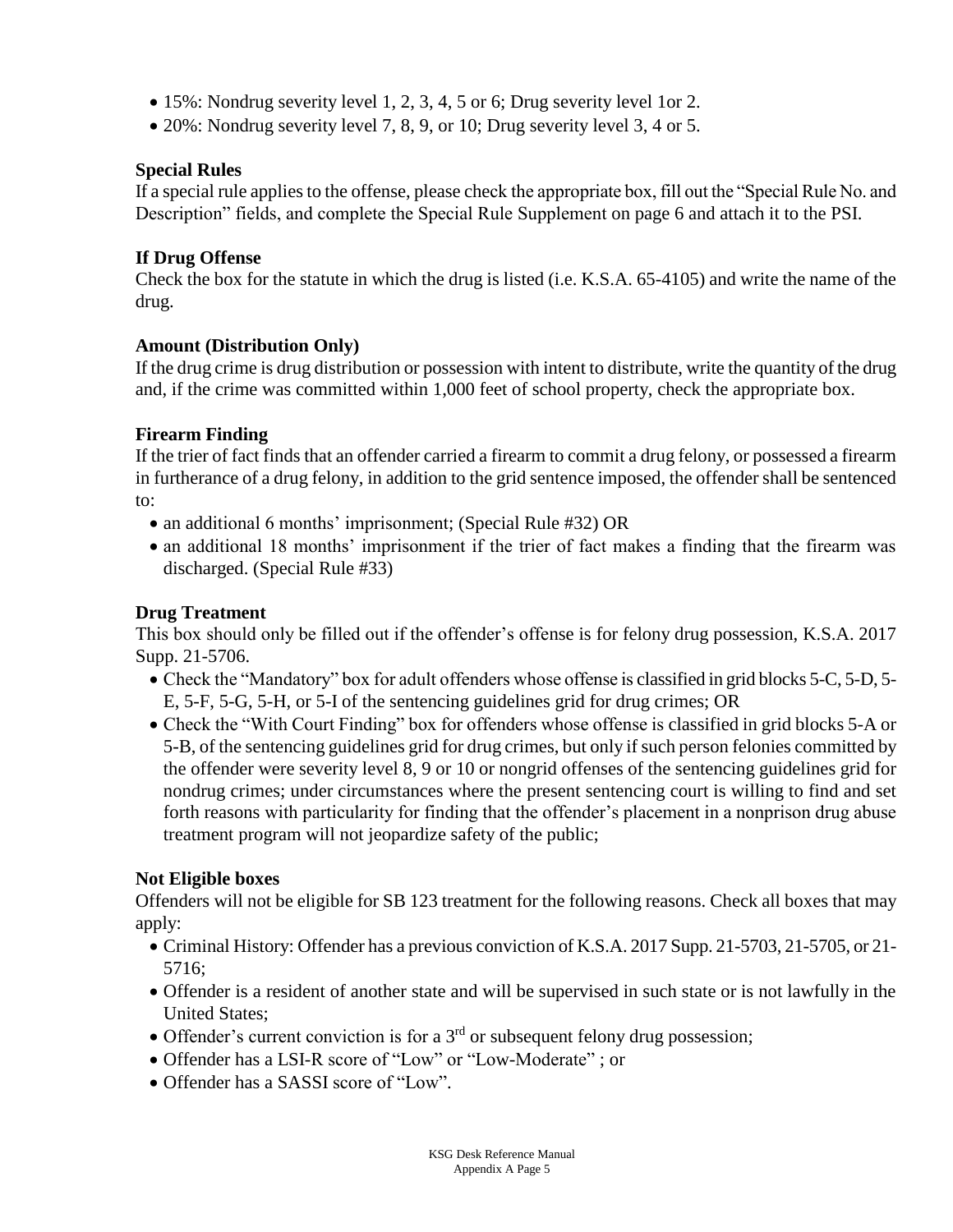- 15%: Nondrug severity level 1, 2, 3, 4, 5 or 6; Drug severity level 1or 2.
- 20%: Nondrug severity level 7, 8, 9, or 10; Drug severity level 3, 4 or 5.

**Special Rules**

If a special rule applies to the offense, please check the appropriate box, fill out the "Special Rule No. and Description" fields, and complete the Special Rule Supplement on page 6 and attach it to the PSI.

**If Drug Offense**

Check the box for the statute in which the drug is listed (i.e. K.S.A. 65-4105) and write the name of the drug.

**Amount (Distribution Only)**

If the drug crime is drug distribution or possession with intent to distribute, write the quantity of the drug and, if the crime was committed within 1,000 feet of school property, check the appropriate box.

**Firearm Finding**

If the trier of fact finds that an offender carried a firearm to commit a drug felony, or possessed a firearm in furtherance of a drug felony, in addition to the grid sentence imposed, the offender shall be sentenced to:

- an additional 6 months' imprisonment; (Special Rule #32) OR
- an additional 18 months' imprisonment if the trier of fact makes a finding that the firearm was discharged. (Special Rule #33)

**Drug Treatment**

This box should only be filled out if the offender's offense is for felony drug possession, K.S.A. 2017 Supp. 21-5706.

- Check the "Mandatory" box for adult offenders whose offense is classified in grid blocks 5-C, 5-D, 5-E, 5-F, 5-G, 5-H, or 5-I of the sentencing guidelines grid for drug crimes; OR
- Check the "With Court Finding" box for offenders whose offense is classified in grid blocks 5-A or 5-B, of the sentencing guidelines grid for drug crimes, but only if such person felonies committed by the offender were severity level 8, 9 or 10 or nongrid offenses of the sentencing guidelines grid for nondrug crimes; under circumstances where the present sentencing court is willing to find and set forth reasons with particularity for finding that the offender's placement in a nonprison drug abuse treatment program will not jeopardize safety of the public;

**Not Eligible boxes**

Offenders will not be eligible for SB 123 treatment for the following reasons. Check all boxes that may apply:

- Criminal History: Offender has a previous conviction of K.S.A. 2017 Supp. 21-5703, 21-5705, or 21-5716;
- Offender is a resident of another state and will be supervised in such state or is not lawfully in the United States;
- Offender's current conviction is for a 3rd or subsequent felony drug possession;
- Offender has a LSI-R score of "Low" or "Low-Moderate" ; or
- Offender has a SASSI score of "Low".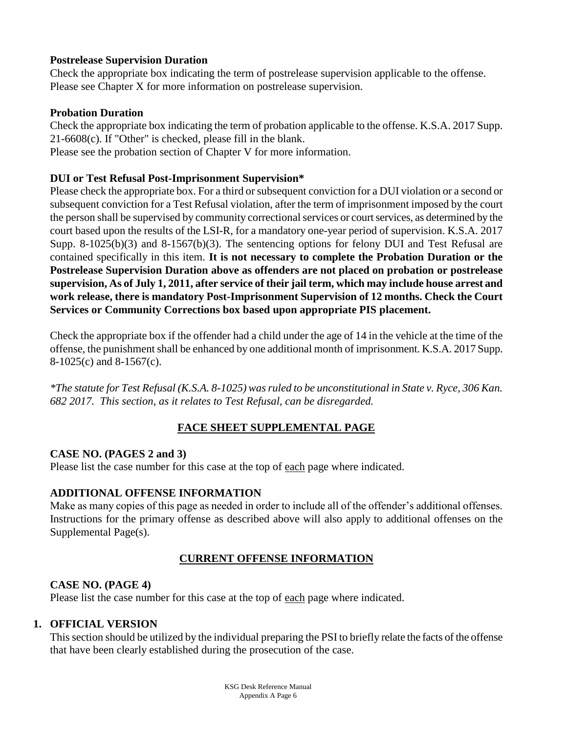**Postrelease Supervision Duration**

Check the appropriate box indicating the term of postrelease supervision applicable to the offense. Please see Chapter X for more information on postrelease supervision.

**Probation Duration**

Check the appropriate box indicating the term of probation applicable to the offense. K.S.A. 2017 Supp. 21-6608(c). If "Other" is checked, please fill in the blank.
Please see the probation section of Chapter V for more information.

**DUI or Test Refusal Post-Imprisonment Supervision***

Please check the appropriate box. For a third or subsequent conviction for a DUI violation or a second or subsequent conviction for a Test Refusal violation, after the term of imprisonment imposed by the court the person shall be supervised by community correctional services or court services, as determined by the court based upon the results of the LSI-R, for a mandatory one-year period of supervision. K.S.A. 2017 Supp. 8-1025(b)(3) and 8-1567(b)(3). The sentencing options for felony DUI and Test Refusal are contained specifically in this item. **It is not necessary to complete the Probation Duration or the Postrelease Supervision Duration above as offenders are not placed on probation or postrelease supervision, As of July 1, 2011, after service of their jail term, which may include house arrest and work release, there is mandatory Post-Imprisonment Supervision of 12 months. Check the Court Services or Community Corrections box based upon appropriate PIS placement.**

Check the appropriate box if the offender had a child under the age of 14 in the vehicle at the time of the offense, the punishment shall be enhanced by one additional month of imprisonment. K.S.A. 2017 Supp. 8-1025(c) and 8-1567(c).

*\*The statute for Test Refusal (K.S.A. 8-1025) was ruled to be unconstitutional in State v. Ryce, 306 Kan. 682 2017. This section, as it relates to Test Refusal, can be disregarded.*

## FACE SHEET SUPPLEMENTAL PAGE

**CASE NO. (PAGES 2 and 3)**

Please list the case number for this case at the top of each page where indicated.

**ADDITIONAL OFFENSE INFORMATION**

Make as many copies of this page as needed in order to include all of the offender's additional offenses. Instructions for the primary offense as described above will also apply to additional offenses on the Supplemental Page(s).

## CURRENT OFFENSE INFORMATION

**CASE NO. (PAGE 4)**

Please list the case number for this case at the top of each page where indicated.

1. **OFFICIAL VERSION**

   This section should be utilized by the individual preparing the PSI to briefly relate the facts of the offense that have been clearly established during the prosecution of the case.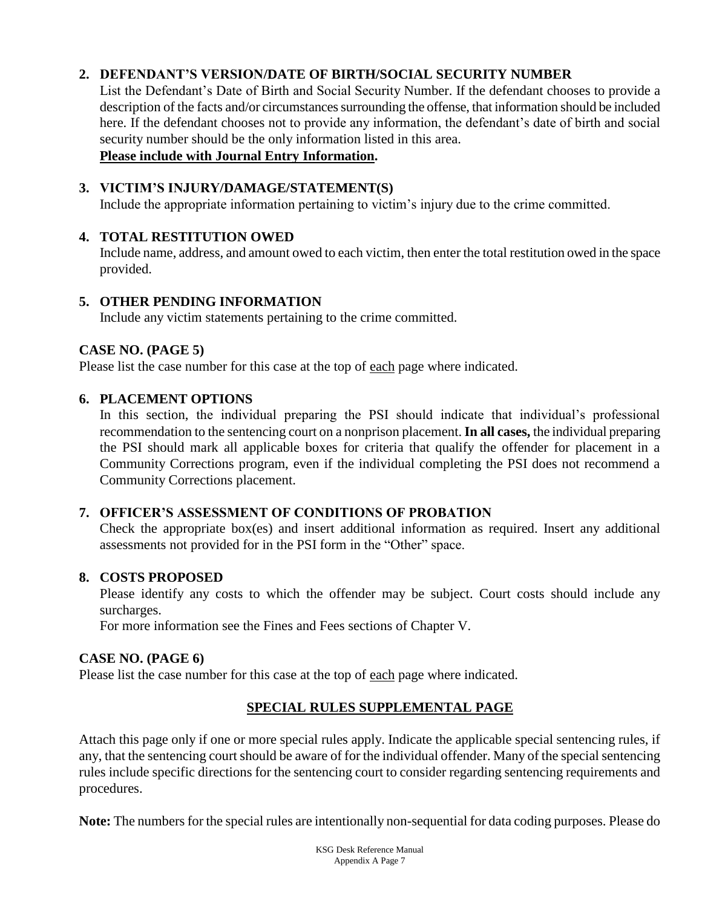**2. DEFENDANT'S VERSION/DATE OF BIRTH/SOCIAL SECURITY NUMBER**

List the Defendant's Date of Birth and Social Security Number. If the defendant chooses to provide a description of the facts and/or circumstances surrounding the offense, that information should be included here. If the defendant chooses not to provide any information, the defendant's date of birth and social security number should be the only information listed in this area.

**Please include with Journal Entry Information.**

**3. VICTIM'S INJURY/DAMAGE/STATEMENT(S)**

Include the appropriate information pertaining to victim's injury due to the crime committed.

**4. TOTAL RESTITUTION OWED**

Include name, address, and amount owed to each victim, then enter the total restitution owed in the space provided.

**5. OTHER PENDING INFORMATION**

Include any victim statements pertaining to the crime committed.

**CASE NO. (PAGE 5)**

Please list the case number for this case at the top of each page where indicated.

**6. PLACEMENT OPTIONS**

In this section, the individual preparing the PSI should indicate that individual's professional recommendation to the sentencing court on a nonprison placement. **In all cases,** the individual preparing the PSI should mark all applicable boxes for criteria that qualify the offender for placement in a Community Corrections program, even if the individual completing the PSI does not recommend a Community Corrections placement.

**7. OFFICER'S ASSESSMENT OF CONDITIONS OF PROBATION**

Check the appropriate box(es) and insert additional information as required. Insert any additional assessments not provided for in the PSI form in the "Other" space.

**8. COSTS PROPOSED**

Please identify any costs to which the offender may be subject. Court costs should include any surcharges.

For more information see the Fines and Fees sections of Chapter V.

**CASE NO. (PAGE 6)**

Please list the case number for this case at the top of each page where indicated.

## SPECIAL RULES SUPPLEMENTAL PAGE

Attach this page only if one or more special rules apply. Indicate the applicable special sentencing rules, if any, that the sentencing court should be aware of for the individual offender. Many of the special sentencing rules include specific directions for the sentencing court to consider regarding sentencing requirements and procedures.

**Note:** The numbers for the special rules are intentionally non-sequential for data coding purposes. Please do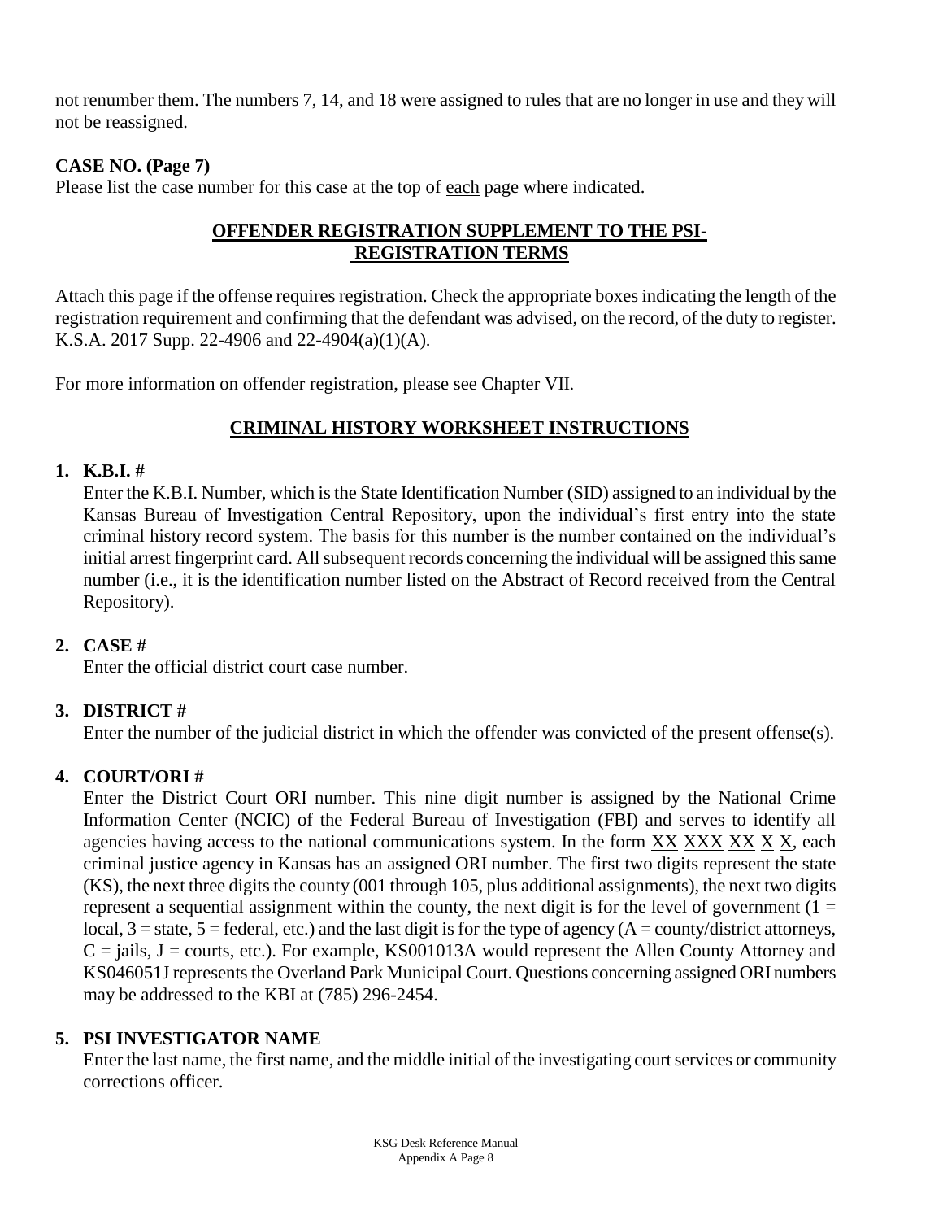not renumber them. The numbers 7, 14, and 18 were assigned to rules that are no longer in use and they will not be reassigned.

**CASE NO. (Page 7)**

Please list the case number for this case at the top of <u>each</u> page where indicated.

## OFFENDER REGISTRATION SUPPLEMENT TO THE PSI- REGISTRATION TERMS

Attach this page if the offense requires registration. Check the appropriate boxes indicating the length of the registration requirement and confirming that the defendant was advised, on the record, of the duty to register. K.S.A. 2017 Supp. 22-4906 and 22-4904(a)(1)(A).

For more information on offender registration, please see Chapter VII.

## CRIMINAL HISTORY WORKSHEET INSTRUCTIONS

1. **K.B.I. #**
   Enter the K.B.I. Number, which is the State Identification Number (SID) assigned to an individual by the Kansas Bureau of Investigation Central Repository, upon the individual's first entry into the state criminal history record system. The basis for this number is the number contained on the individual's initial arrest fingerprint card. All subsequent records concerning the individual will be assigned this same number (i.e., it is the identification number listed on the Abstract of Record received from the Central Repository).

2. **CASE #**
   Enter the official district court case number.

3. **DISTRICT #**
   Enter the number of the judicial district in which the offender was convicted of the present offense(s).

4. **COURT/ORI #**
   Enter the District Court ORI number. This nine digit number is assigned by the National Crime Information Center (NCIC) of the Federal Bureau of Investigation (FBI) and serves to identify all agencies having access to the national communications system. In the form <u>XX</u> <u>XXX</u> <u>XX</u> <u>X</u> <u>X</u>, each criminal justice agency in Kansas has an assigned ORI number. The first two digits represent the state (KS), the next three digits the county (001 through 105, plus additional assignments), the next two digits represent a sequential assignment within the county, the next digit is for the level of government (1 = local, 3 = state, 5 = federal, etc.) and the last digit is for the type of agency (A = county/district attorneys, C = jails, J = courts, etc.). For example, KS001013A would represent the Allen County Attorney and KS046051J represents the Overland Park Municipal Court. Questions concerning assigned ORI numbers may be addressed to the KBI at (785) 296-2454.

5. **PSI INVESTIGATOR NAME**
   Enter the last name, the first name, and the middle initial of the investigating court services or community corrections officer.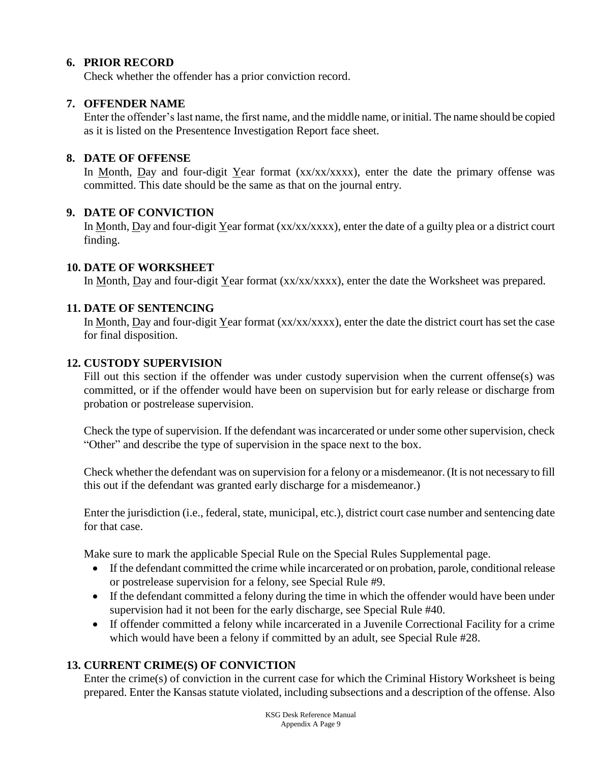6. **PRIOR RECORD**

   Check whether the offender has a prior conviction record.

7. **OFFENDER NAME**

   Enter the offender's last name, the first name, and the middle name, or initial. The name should be copied as it is listed on the Presentence Investigation Report face sheet.

8. **DATE OF OFFENSE**

   In Month, Day and four-digit Year format (xx/xx/xxxx), enter the date the primary offense was committed. This date should be the same as that on the journal entry.

9. **DATE OF CONVICTION**

   In Month, Day and four-digit Year format (xx/xx/xxxx), enter the date of a guilty plea or a district court finding.

10. **DATE OF WORKSHEET**

    In Month, Day and four-digit Year format (xx/xx/xxxx), enter the date the Worksheet was prepared.

11. **DATE OF SENTENCING**

    In Month, Day and four-digit Year format (xx/xx/xxxx), enter the date the district court has set the case for final disposition.

12. **CUSTODY SUPERVISION**

    Fill out this section if the offender was under custody supervision when the current offense(s) was committed, or if the offender would have been on supervision but for early release or discharge from probation or postrelease supervision.

    Check the type of supervision. If the defendant was incarcerated or under some other supervision, check "Other" and describe the type of supervision in the space next to the box.

    Check whether the defendant was on supervision for a felony or a misdemeanor. (It is not necessary to fill this out if the defendant was granted early discharge for a misdemeanor.)

    Enter the jurisdiction (i.e., federal, state, municipal, etc.), district court case number and sentencing date for that case.

    Make sure to mark the applicable Special Rule on the Special Rules Supplemental page.

    - If the defendant committed the crime while incarcerated or on probation, parole, conditional release or postrelease supervision for a felony, see Special Rule #9.
    - If the defendant committed a felony during the time in which the offender would have been under supervision had it not been for the early discharge, see Special Rule #40.
    - If offender committed a felony while incarcerated in a Juvenile Correctional Facility for a crime which would have been a felony if committed by an adult, see Special Rule #28.

13. **CURRENT CRIME(S) OF CONVICTION**

    Enter the crime(s) of conviction in the current case for which the Criminal History Worksheet is being prepared. Enter the Kansas statute violated, including subsections and a description of the offense. Also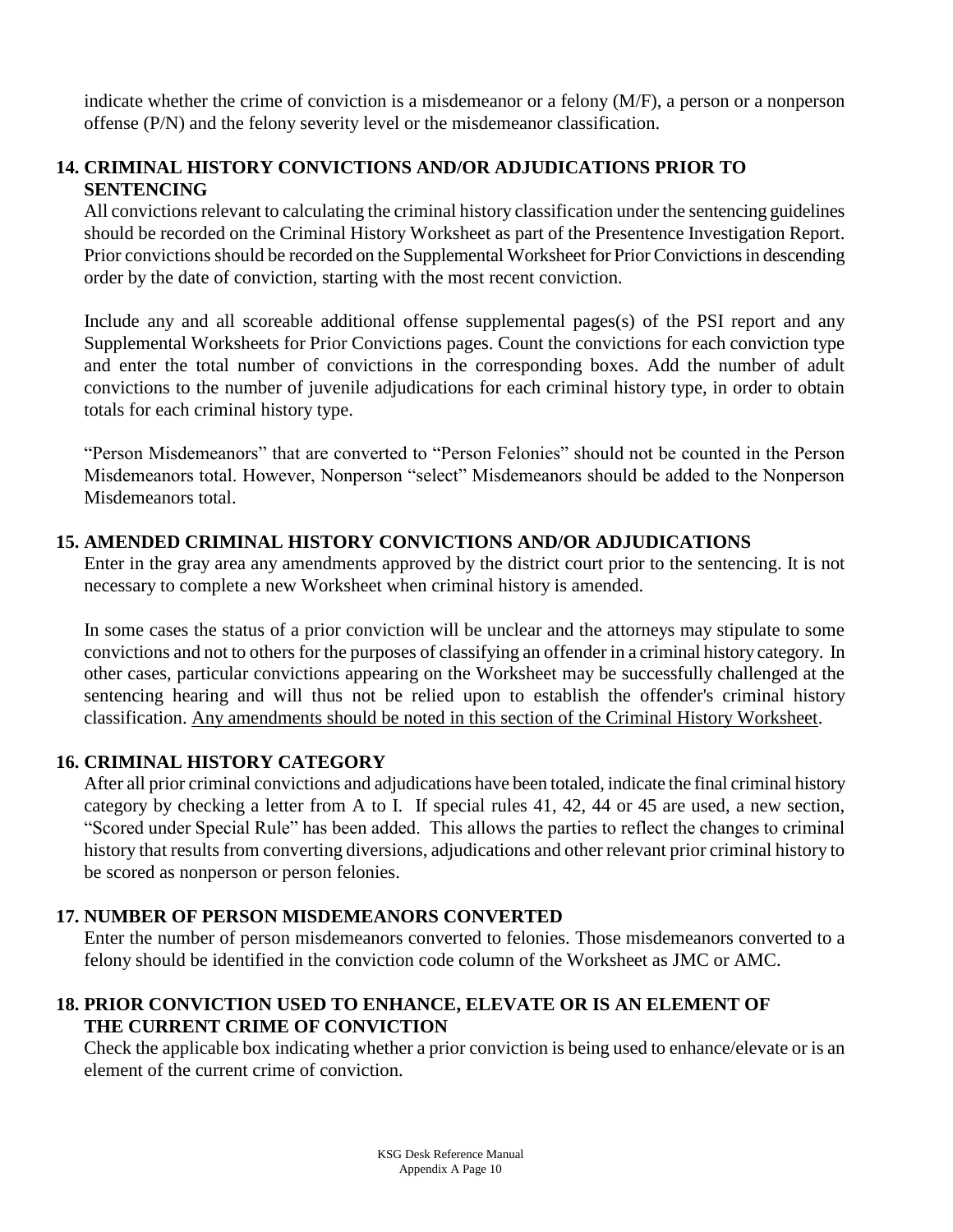indicate whether the crime of conviction is a misdemeanor or a felony (M/F), a person or a nonperson offense (P/N) and the felony severity level or the misdemeanor classification.

## 14. CRIMINAL HISTORY CONVICTIONS AND/OR ADJUDICATIONS PRIOR TO SENTENCING

All convictions relevant to calculating the criminal history classification under the sentencing guidelines should be recorded on the Criminal History Worksheet as part of the Presentence Investigation Report. Prior convictions should be recorded on the Supplemental Worksheet for Prior Convictions in descending order by the date of conviction, starting with the most recent conviction.

Include any and all scoreable additional offense supplemental pages(s) of the PSI report and any Supplemental Worksheets for Prior Convictions pages. Count the convictions for each conviction type and enter the total number of convictions in the corresponding boxes. Add the number of adult convictions to the number of juvenile adjudications for each criminal history type, in order to obtain totals for each criminal history type.

"Person Misdemeanors" that are converted to "Person Felonies" should not be counted in the Person Misdemeanors total. However, Nonperson "select" Misdemeanors should be added to the Nonperson Misdemeanors total.

## 15. AMENDED CRIMINAL HISTORY CONVICTIONS AND/OR ADJUDICATIONS

Enter in the gray area any amendments approved by the district court prior to the sentencing. It is not necessary to complete a new Worksheet when criminal history is amended.

In some cases the status of a prior conviction will be unclear and the attorneys may stipulate to some convictions and not to others for the purposes of classifying an offender in a criminal history category. In other cases, particular convictions appearing on the Worksheet may be successfully challenged at the sentencing hearing and will thus not be relied upon to establish the offender's criminal history classification. <u>Any amendments should be noted in this section of the Criminal History Worksheet</u>.

## 16. CRIMINAL HISTORY CATEGORY

After all prior criminal convictions and adjudications have been totaled, indicate the final criminal history category by checking a letter from A to I. If special rules 41, 42, 44 or 45 are used, a new section, "Scored under Special Rule" has been added. This allows the parties to reflect the changes to criminal history that results from converting diversions, adjudications and other relevant prior criminal history to be scored as nonperson or person felonies.

## 17. NUMBER OF PERSON MISDEMEANORS CONVERTED

Enter the number of person misdemeanors converted to felonies. Those misdemeanors converted to a felony should be identified in the conviction code column of the Worksheet as JMC or AMC.

## 18. PRIOR CONVICTION USED TO ENHANCE, ELEVATE OR IS AN ELEMENT OF THE CURRENT CRIME OF CONVICTION

Check the applicable box indicating whether a prior conviction is being used to enhance/elevate or is an element of the current crime of conviction.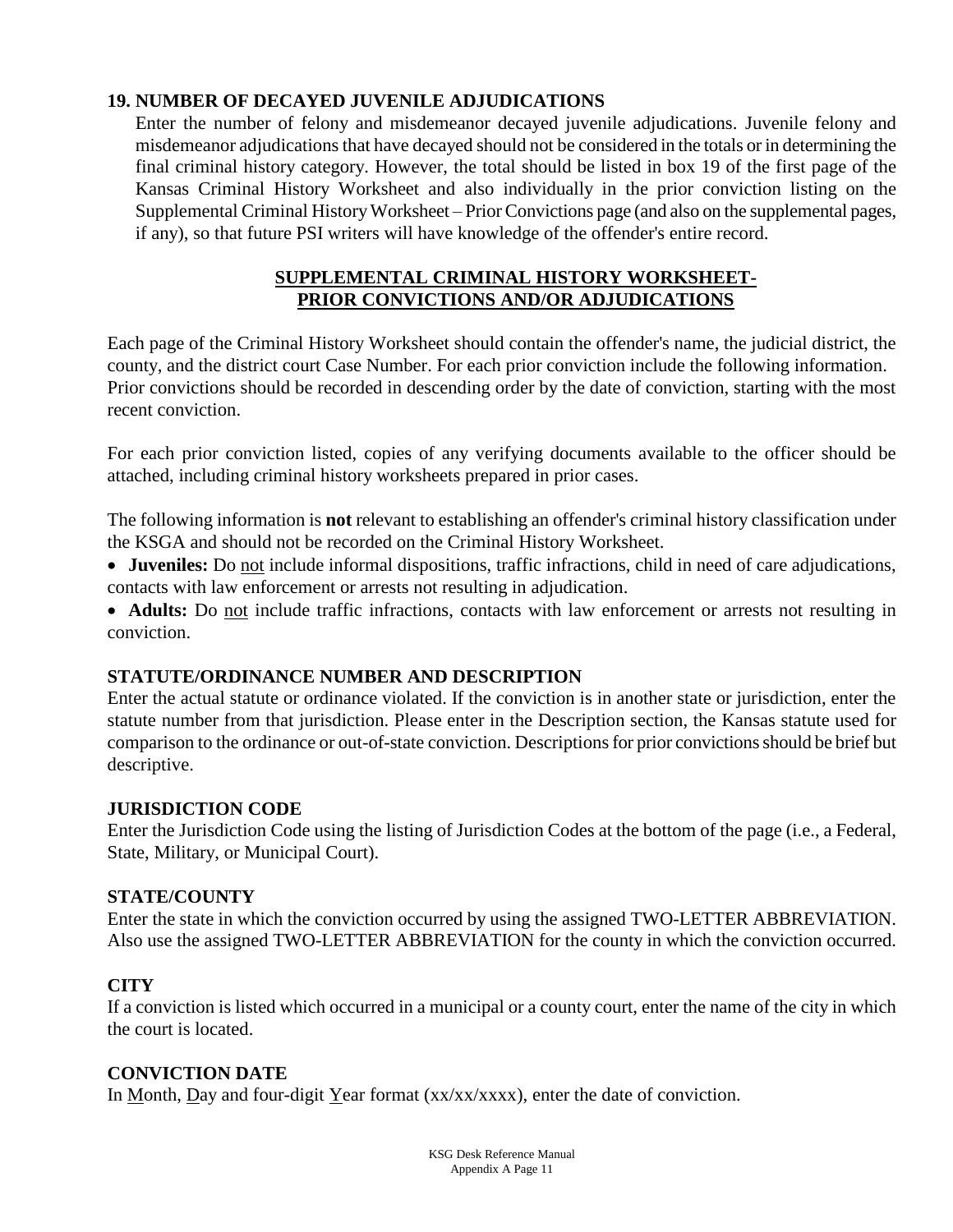## 19. NUMBER OF DECAYED JUVENILE ADJUDICATIONS

Enter the number of felony and misdemeanor decayed juvenile adjudications. Juvenile felony and misdemeanor adjudications that have decayed should not be considered in the totals or in determining the final criminal history category. However, the total should be listed in box 19 of the first page of the Kansas Criminal History Worksheet and also individually in the prior conviction listing on the Supplemental Criminal History Worksheet – Prior Convictions page (and also on the supplemental pages, if any), so that future PSI writers will have knowledge of the offender's entire record.

## SUPPLEMENTAL CRIMINAL HISTORY WORKSHEET-PRIOR CONVICTIONS AND/OR ADJUDICATIONS

Each page of the Criminal History Worksheet should contain the offender's name, the judicial district, the county, and the district court Case Number. For each prior conviction include the following information. Prior convictions should be recorded in descending order by the date of conviction, starting with the most recent conviction.

For each prior conviction listed, copies of any verifying documents available to the officer should be attached, including criminal history worksheets prepared in prior cases.

The following information is **not** relevant to establishing an offender's criminal history classification under the KSGA and should not be recorded on the Criminal History Worksheet.

- **Juveniles:** Do not include informal dispositions, traffic infractions, child in need of care adjudications, contacts with law enforcement or arrests not resulting in adjudication.
- **Adults:** Do not include traffic infractions, contacts with law enforcement or arrests not resulting in conviction.

### STATUTE/ORDINANCE NUMBER AND DESCRIPTION

Enter the actual statute or ordinance violated. If the conviction is in another state or jurisdiction, enter the statute number from that jurisdiction. Please enter in the Description section, the Kansas statute used for comparison to the ordinance or out-of-state conviction. Descriptions for prior convictions should be brief but descriptive.

### JURISDICTION CODE

Enter the Jurisdiction Code using the listing of Jurisdiction Codes at the bottom of the page (i.e., a Federal, State, Military, or Municipal Court).

### STATE/COUNTY

Enter the state in which the conviction occurred by using the assigned TWO-LETTER ABBREVIATION. Also use the assigned TWO-LETTER ABBREVIATION for the county in which the conviction occurred.

### CITY

If a conviction is listed which occurred in a municipal or a county court, enter the name of the city in which the court is located.

### CONVICTION DATE

In Month, Day and four-digit Year format (xx/xx/xxxx), enter the date of conviction.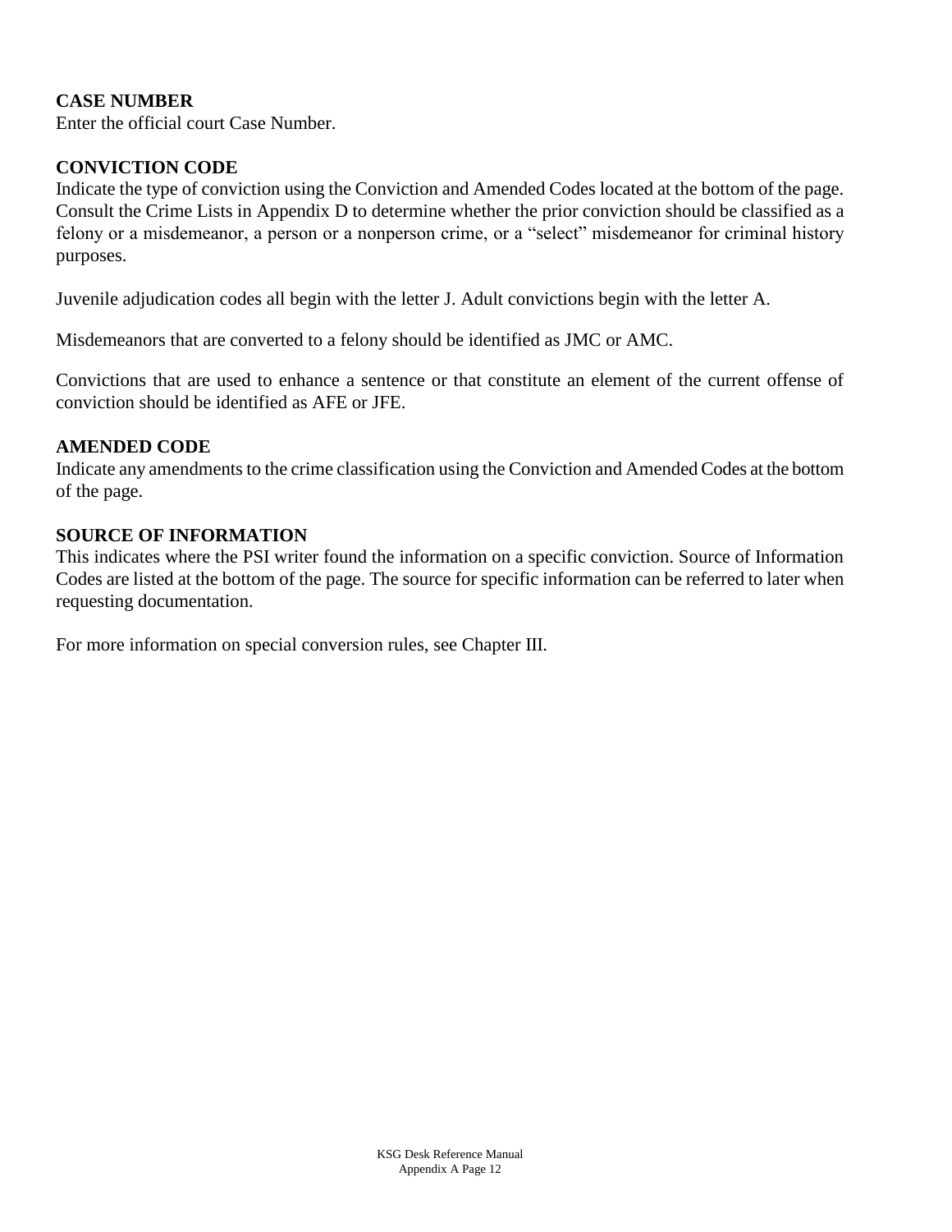**CASE NUMBER**
Enter the official court Case Number.

**CONVICTION CODE**
Indicate the type of conviction using the Conviction and Amended Codes located at the bottom of the page. Consult the Crime Lists in Appendix D to determine whether the prior conviction should be classified as a felony or a misdemeanor, a person or a nonperson crime, or a "select" misdemeanor for criminal history purposes.

Juvenile adjudication codes all begin with the letter J. Adult convictions begin with the letter A.

Misdemeanors that are converted to a felony should be identified as JMC or AMC.

Convictions that are used to enhance a sentence or that constitute an element of the current offense of conviction should be identified as AFE or JFE.

**AMENDED CODE**
Indicate any amendments to the crime classification using the Conviction and Amended Codes at the bottom of the page.

**SOURCE OF INFORMATION**
This indicates where the PSI writer found the information on a specific conviction. Source of Information Codes are listed at the bottom of the page. The source for specific information can be referred to later when requesting documentation.

For more information on special conversion rules, see Chapter III.